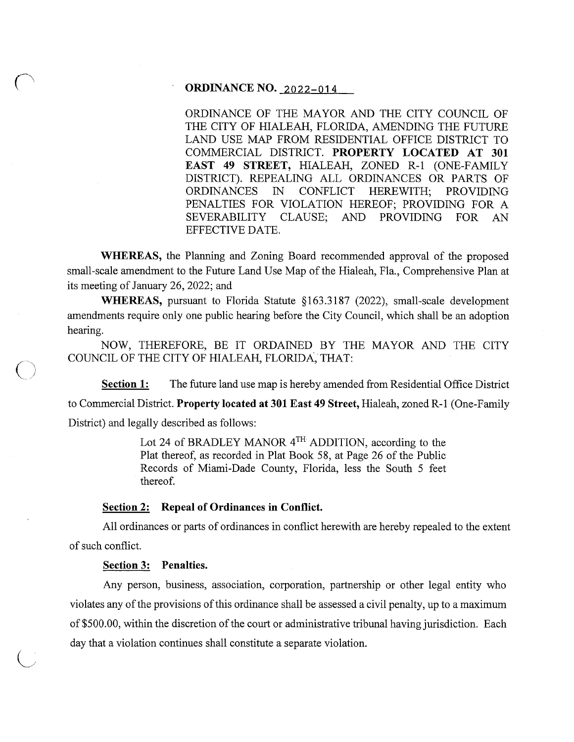# ORDINANCE NO. 2022-014

ORDINANCE OF THE MAYOR AND THE CITY COUNCIL OF THE CITY OF HIALEAH, FLORIDA, AMENDING THE FUTURE LAND USE MAP FROM RESIDENTIAL OFFICE DISTRICT TO COMMERCIAL DISTRICT. **PROPERTY LOCATED AT 301 EAST 49 STREET,** HIALEAH, ZONED R-1 (ONE-FAMILY DISTRICT). REPEALING ALL ORDINANCES OR PARTS OF ORDINANCES IN CONFLICT HEREWITH; PROVIDING PENALTIES FOR VIOLATION HEREOF; PROVIDING FOR A SEVERABILITY CLAUSE; AND PROVIDING FOR AN EFFECTIVE DATE.

**WHEREAS,** the Planning and Zoning Board recommended approval of the proposed small-scale amendment to the Future Land Use Map of the Hialeah, Fla., Comprehensive Plan at its meeting of January 26, 2022; and

**WHEREAS,** pursuant to Florida Statute §163.3187 (2022), small-scale development amendments require only one public hearing before the City Council, which shall be an adoption hearing.

NOW, THEREFORE, BE IT ORDAINED BY THE MAYOR AND THE CITY COUNCIL OF THE CITY OF HIALEAH, FLORIDA, THAT:

**Section 1:** The future land use map is hereby amended from Residential Office District to Commercial District. **Property located at 301 East 49 Street,** Hialeah, zoned R-1 (One-Family District) and legally described as follows:

> Lot 24 of BRADLEY MANOR 4TH ADDITION, according to the Plat thereof, as recorded in Plat Book 58, at Page 26 of the Public Records of Miami-Dade County, Florida, less the South 5 feet thereof.

**Section 2: Repeal of Ordinances in Conflict.**

All ordinances or parts of ordinances in conflict herewith are hereby repealed to the extent of such conflict.

**Section 3: Penalties.**

Any person, business, association, corporation, partnership or other legal entity who violates any of the provisions of this ordinance shall be assessed a civil penalty, up to a maximum of $500.00, within the discretion of the court or administrative tribunal having jurisdiction. Each day that a violation continues shall constitute a separate violation.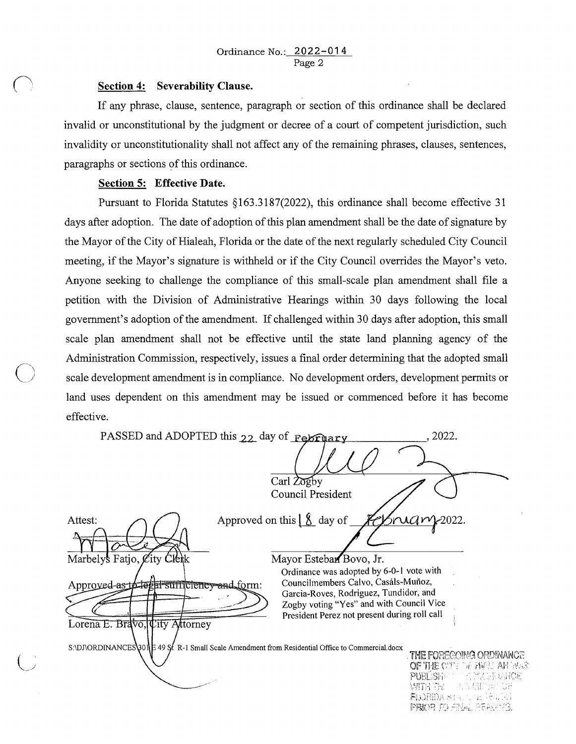Ordinance No.: 2022-014

**Section 4: Severability Clause.**

If any phrase, clause, sentence, paragraph or section of this ordinance shall be declared invalid or unconstitutional by the judgment or decree of a court of competent jurisdiction, such invalidity or unconstitutionality shall not affect any of the remaining phrases, clauses, sentences, paragraphs or sections of this ordinance.

**Section 5: Effective Date.**

Pursuant to Florida Statutes §163.3187(2022), this ordinance shall become effective 31 days after adoption. The date of adoption of this plan amendment shall be the date of signature by the Mayor of the City of Hialeah, Florida or the date of the next regularly scheduled City Council meeting, if the Mayor's signature is withheld or if the City Council overrides the Mayor's veto. Anyone seeking to challenge the compliance of this small-scale plan amendment shall file a petition with the Division of Administrative Hearings within 30 days following the local government's adoption of the amendment. If challenged within 30 days after adoption, this small scale plan amendment shall not be effective until the state land planning agency of the Administration Commission, respectively, issues a final order determining that the adopted small scale development amendment is in compliance. No development orders, development permits or land uses dependent on this amendment may be issued or commenced before it has become effective.

PASSED and ADOPTED this 22 day of February, 2022.

Carl Zogby
Council President

Attest:

Marbelys Fatjo, City Clerk

Approved on this 18 day of February 2022.

Mayor Esteban Bovo, Jr.

Ordinance was adopted by 6-0-1 vote with Councilmembers Calvo, Casáls-Muñoz, Garcia-Roves, Rodriguez, Tundidor, and Zogby voting "Yes" and with Council Vice President Perez not present during roll call

Approved as to legal sufficiency and form:

Lorena E. Bravo, City Attorney

S:\DJ\ORDINANCES\301 E 49 St R-1 Small Scale Amendment from Residential Office to Commercial.docx

THE FOREGOING ORDINANCE OF THE CITY OF HIALEAH WAS PUBLISHED IN ACCORDANCE WITH THE PROVISIONS OF FLORIDA STATUTES PRIOR TO FINAL READING.